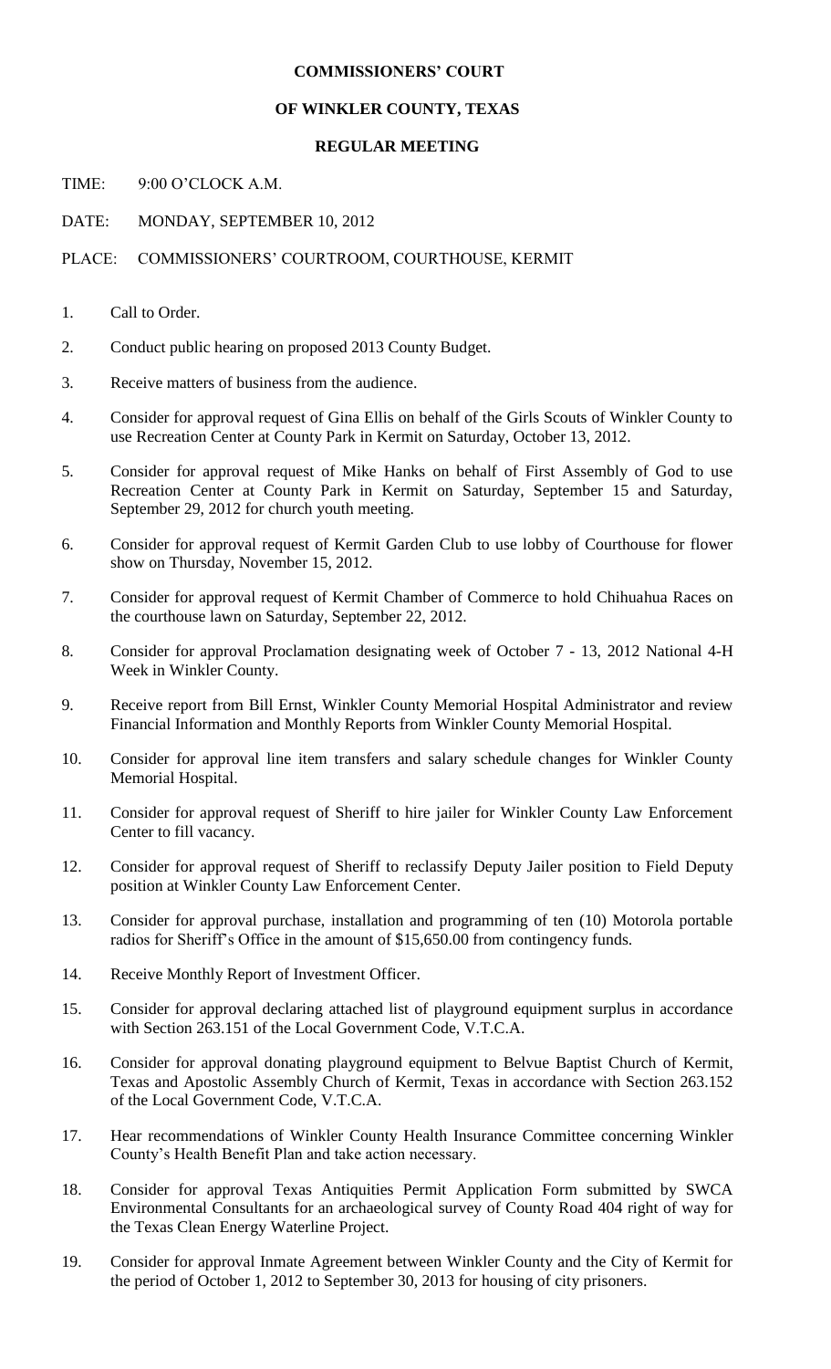**COMMISSIONERS' COURT**

**OF WINKLER COUNTY, TEXAS**

**REGULAR MEETING**

TIME: 9:00 O'CLOCK A.M.

DATE: MONDAY, SEPTEMBER 10, 2012

PLACE: COMMISSIONERS' COURTROOM, COURTHOUSE, KERMIT

1. Call to Order.

2. Conduct public hearing on proposed 2013 County Budget.

3. Receive matters of business from the audience.

4. Consider for approval request of Gina Ellis on behalf of the Girls Scouts of Winkler County to use Recreation Center at County Park in Kermit on Saturday, October 13, 2012.

5. Consider for approval request of Mike Hanks on behalf of First Assembly of God to use Recreation Center at County Park in Kermit on Saturday, September 15 and Saturday, September 29, 2012 for church youth meeting.

6. Consider for approval request of Kermit Garden Club to use lobby of Courthouse for flower show on Thursday, November 15, 2012.

7. Consider for approval request of Kermit Chamber of Commerce to hold Chihuahua Races on the courthouse lawn on Saturday, September 22, 2012.

8. Consider for approval Proclamation designating week of October 7 - 13, 2012 National 4-H Week in Winkler County.

9. Receive report from Bill Ernst, Winkler County Memorial Hospital Administrator and review Financial Information and Monthly Reports from Winkler County Memorial Hospital.

10. Consider for approval line item transfers and salary schedule changes for Winkler County Memorial Hospital.

11. Consider for approval request of Sheriff to hire jailer for Winkler County Law Enforcement Center to fill vacancy.

12. Consider for approval request of Sheriff to reclassify Deputy Jailer position to Field Deputy position at Winkler County Law Enforcement Center.

13. Consider for approval purchase, installation and programming of ten (10) Motorola portable radios for Sheriff's Office in the amount of $15,650.00 from contingency funds.

14. Receive Monthly Report of Investment Officer.

15. Consider for approval declaring attached list of playground equipment surplus in accordance with Section 263.151 of the Local Government Code, V.T.C.A.

16. Consider for approval donating playground equipment to Belvue Baptist Church of Kermit, Texas and Apostolic Assembly Church of Kermit, Texas in accordance with Section 263.152 of the Local Government Code, V.T.C.A.

17. Hear recommendations of Winkler County Health Insurance Committee concerning Winkler County's Health Benefit Plan and take action necessary.

18. Consider for approval Texas Antiquities Permit Application Form submitted by SWCA Environmental Consultants for an archaeological survey of County Road 404 right of way for the Texas Clean Energy Waterline Project.

19. Consider for approval Inmate Agreement between Winkler County and the City of Kermit for the period of October 1, 2012 to September 30, 2013 for housing of city prisoners.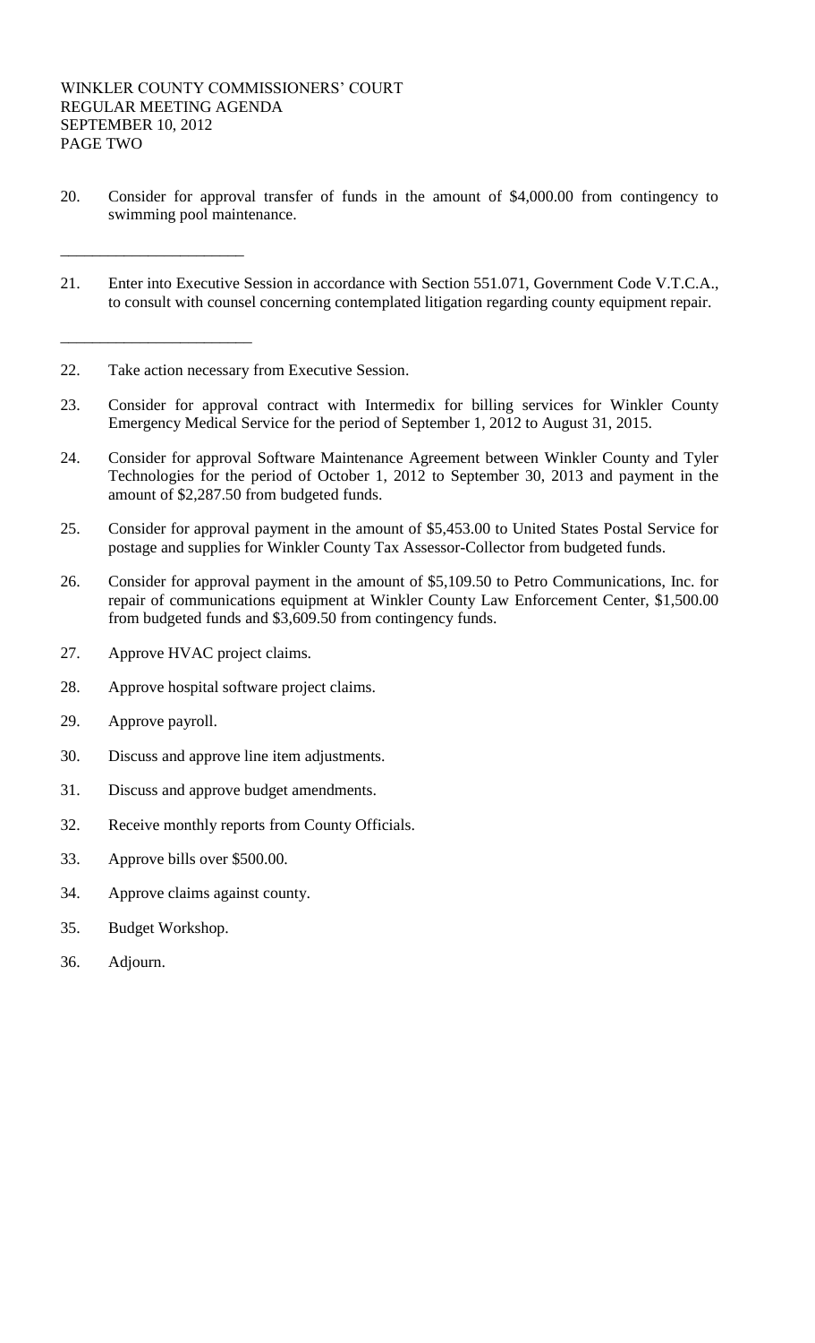20. Consider for approval transfer of funds in the amount of $4,000.00 from contingency to swimming pool maintenance.

\_\_\_\_\_\_\_\_\_\_\_\_\_\_\_\_\_\_\_\_\_\_\_\_

21. Enter into Executive Session in accordance with Section 551.071, Government Code V.T.C.A., to consult with counsel concerning contemplated litigation regarding county equipment repair.

\_\_\_\_\_\_\_\_\_\_\_\_\_\_\_\_\_\_\_\_\_\_\_\_

22. Take action necessary from Executive Session.

23. Consider for approval contract with Intermedix for billing services for Winkler County Emergency Medical Service for the period of September 1, 2012 to August 31, 2015.

24. Consider for approval Software Maintenance Agreement between Winkler County and Tyler Technologies for the period of October 1, 2012 to September 30, 2013 and payment in the amount of $2,287.50 from budgeted funds.

25. Consider for approval payment in the amount of $5,453.00 to United States Postal Service for postage and supplies for Winkler County Tax Assessor-Collector from budgeted funds.

26. Consider for approval payment in the amount of $5,109.50 to Petro Communications, Inc. for repair of communications equipment at Winkler County Law Enforcement Center, $1,500.00 from budgeted funds and $3,609.50 from contingency funds.

27. Approve HVAC project claims.

28. Approve hospital software project claims.

29. Approve payroll.

30. Discuss and approve line item adjustments.

31. Discuss and approve budget amendments.

32. Receive monthly reports from County Officials.

33. Approve bills over $500.00.

34. Approve claims against county.

35. Budget Workshop.

36. Adjourn.